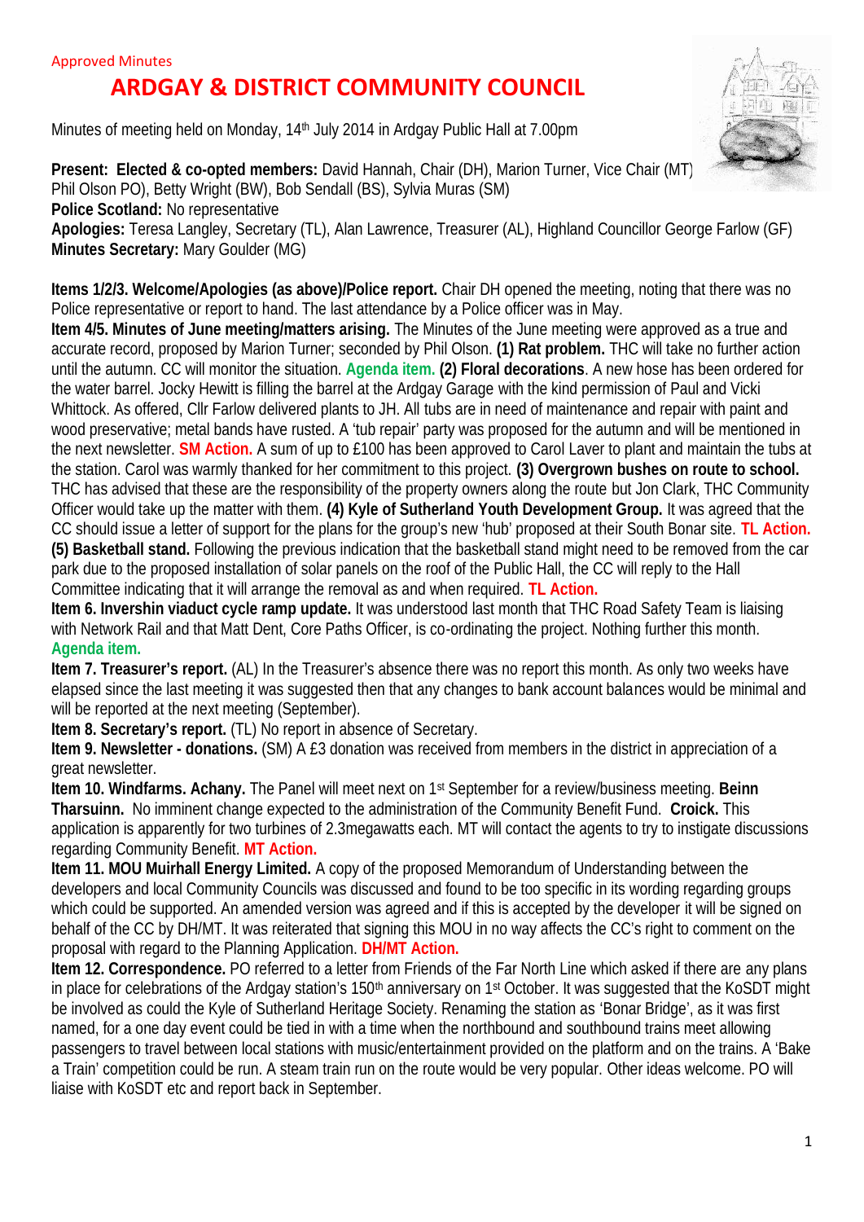Approved Minutes

# ARDGAY & DISTRICT COMMUNITY COUNCIL

Minutes of meeting held on Monday, 14th July 2014 in Ardgay Public Hall at 7.00pm

**Present: Elected & co-opted members:** David Hannah, Chair (DH), Marion Turner, Vice Chair (MT) Phil Olson PO), Betty Wright (BW), Bob Sendall (BS), Sylvia Muras (SM)
**Police Scotland:** No representative
**Apologies:** Teresa Langley, Secretary (TL), Alan Lawrence, Treasurer (AL), Highland Councillor George Farlow (GF)
**Minutes Secretary:** Mary Goulder (MG)

**Items 1/2/3. Welcome/Apologies (as above)/Police report.** Chair DH opened the meeting, noting that there was no Police representative or report to hand. The last attendance by a Police officer was in May.
**Item 4/5. Minutes of June meeting/matters arising.** The Minutes of the June meeting were approved as a true and accurate record, proposed by Marion Turner; seconded by Phil Olson. **(1) Rat problem.** THC will take no further action until the autumn. CC will monitor the situation. **Agenda item.** **(2) Floral decorations**. A new hose has been ordered for the water barrel. Jocky Hewitt is filling the barrel at the Ardgay Garage with the kind permission of Paul and Vicki Whittock. As offered, Cllr Farlow delivered plants to JH. All tubs are in need of maintenance and repair with paint and wood preservative; metal bands have rusted. A 'tub repair' party was proposed for the autumn and will be mentioned in the next newsletter. **SM Action.** A sum of up to £100 has been approved to Carol Laver to plant and maintain the tubs at the station. Carol was warmly thanked for her commitment to this project. **(3) Overgrown bushes on route to school.** THC has advised that these are the responsibility of the property owners along the route but Jon Clark, THC Community Officer would take up the matter with them. **(4) Kyle of Sutherland Youth Development Group.** It was agreed that the CC should issue a letter of support for the plans for the group's new 'hub' proposed at their South Bonar site. **TL Action.** **(5) Basketball stand.** Following the previous indication that the basketball stand might need to be removed from the car park due to the proposed installation of solar panels on the roof of the Public Hall, the CC will reply to the Hall Committee indicating that it will arrange the removal as and when required. **TL Action.**
**Item 6. Invershin viaduct cycle ramp update.** It was understood last month that THC Road Safety Team is liaising with Network Rail and that Matt Dent, Core Paths Officer, is co-ordinating the project. Nothing further this month. **Agenda item.**
**Item 7. Treasurer's report.** (AL) In the Treasurer's absence there was no report this month. As only two weeks have elapsed since the last meeting it was suggested then that any changes to bank account balances would be minimal and will be reported at the next meeting (September).
**Item 8. Secretary's report.** (TL) No report in absence of Secretary.
**Item 9. Newsletter - donations.** (SM) A £3 donation was received from members in the district in appreciation of a great newsletter.
**Item 10. Windfarms. Achany.** The Panel will meet next on 1st September for a review/business meeting. **Beinn Tharsuinn.** No imminent change expected to the administration of the Community Benefit Fund. **Croick.** This application is apparently for two turbines of 2.3megawatts each. MT will contact the agents to try to instigate discussions regarding Community Benefit. **MT Action.**
**Item 11. MOU Muirhall Energy Limited.** A copy of the proposed Memorandum of Understanding between the developers and local Community Councils was discussed and found to be too specific in its wording regarding groups which could be supported. An amended version was agreed and if this is accepted by the developer it will be signed on behalf of the CC by DH/MT. It was reiterated that signing this MOU in no way affects the CC's right to comment on the proposal with regard to the Planning Application. **DH/MT Action.**
**Item 12. Correspondence.** PO referred to a letter from Friends of the Far North Line which asked if there are any plans in place for celebrations of the Ardgay station's 150th anniversary on 1st October. It was suggested that the KoSDT might be involved as could the Kyle of Sutherland Heritage Society. Renaming the station as 'Bonar Bridge', as it was first named, for a one day event could be tied in with a time when the northbound and southbound trains meet allowing passengers to travel between local stations with music/entertainment provided on the platform and on the trains. A 'Bake a Train' competition could be run. A steam train run on the route would be very popular. Other ideas welcome. PO will liaise with KoSDT etc and report back in September.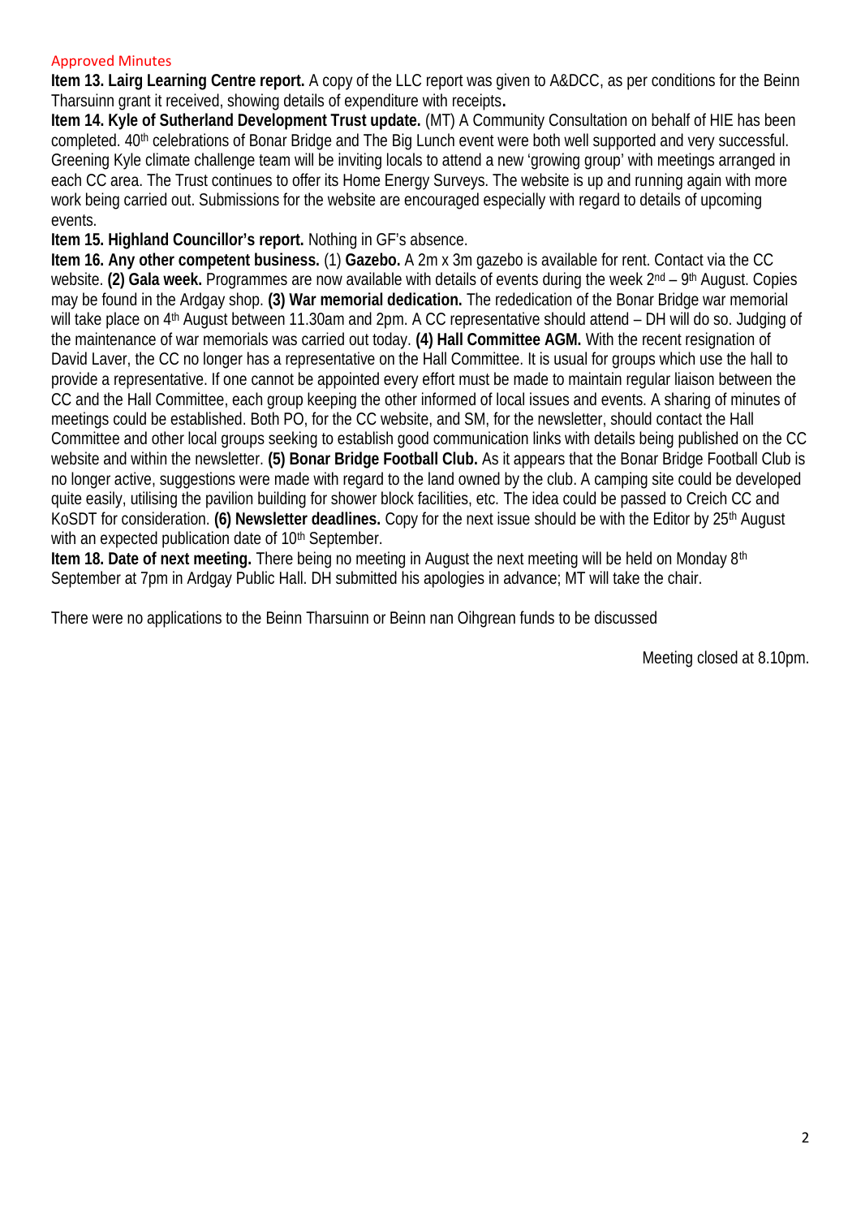Approved Minutes

**Item 13. Lairg Learning Centre report.** A copy of the LLC report was given to A&DCC, as per conditions for the Beinn Tharsuinn grant it received, showing details of expenditure with receipts**.**

**Item 14. Kyle of Sutherland Development Trust update.** (MT) A Community Consultation on behalf of HIE has been completed. 40th celebrations of Bonar Bridge and The Big Lunch event were both well supported and very successful. Greening Kyle climate challenge team will be inviting locals to attend a new 'growing group' with meetings arranged in each CC area. The Trust continues to offer its Home Energy Surveys. The website is up and running again with more work being carried out. Submissions for the website are encouraged especially with regard to details of upcoming events.

**Item 15. Highland Councillor's report.** Nothing in GF's absence.

**Item 16. Any other competent business.** (1) **Gazebo.** A 2m x 3m gazebo is available for rent. Contact via the CC website. **(2) Gala week.** Programmes are now available with details of events during the week 2nd – 9th August. Copies may be found in the Ardgay shop. **(3) War memorial dedication.** The rededication of the Bonar Bridge war memorial will take place on 4th August between 11.30am and 2pm. A CC representative should attend – DH will do so. Judging of the maintenance of war memorials was carried out today. **(4) Hall Committee AGM.** With the recent resignation of David Laver, the CC no longer has a representative on the Hall Committee. It is usual for groups which use the hall to provide a representative. If one cannot be appointed every effort must be made to maintain regular liaison between the CC and the Hall Committee, each group keeping the other informed of local issues and events. A sharing of minutes of meetings could be established. Both PO, for the CC website, and SM, for the newsletter, should contact the Hall Committee and other local groups seeking to establish good communication links with details being published on the CC website and within the newsletter. **(5) Bonar Bridge Football Club.** As it appears that the Bonar Bridge Football Club is no longer active, suggestions were made with regard to the land owned by the club. A camping site could be developed quite easily, utilising the pavilion building for shower block facilities, etc. The idea could be passed to Creich CC and KoSDT for consideration. **(6) Newsletter deadlines.** Copy for the next issue should be with the Editor by 25th August with an expected publication date of 10th September.

**Item 18. Date of next meeting.** There being no meeting in August the next meeting will be held on Monday 8th September at 7pm in Ardgay Public Hall. DH submitted his apologies in advance; MT will take the chair.

There were no applications to the Beinn Tharsuinn or Beinn nan Oihgrean funds to be discussed

Meeting closed at 8.10pm.